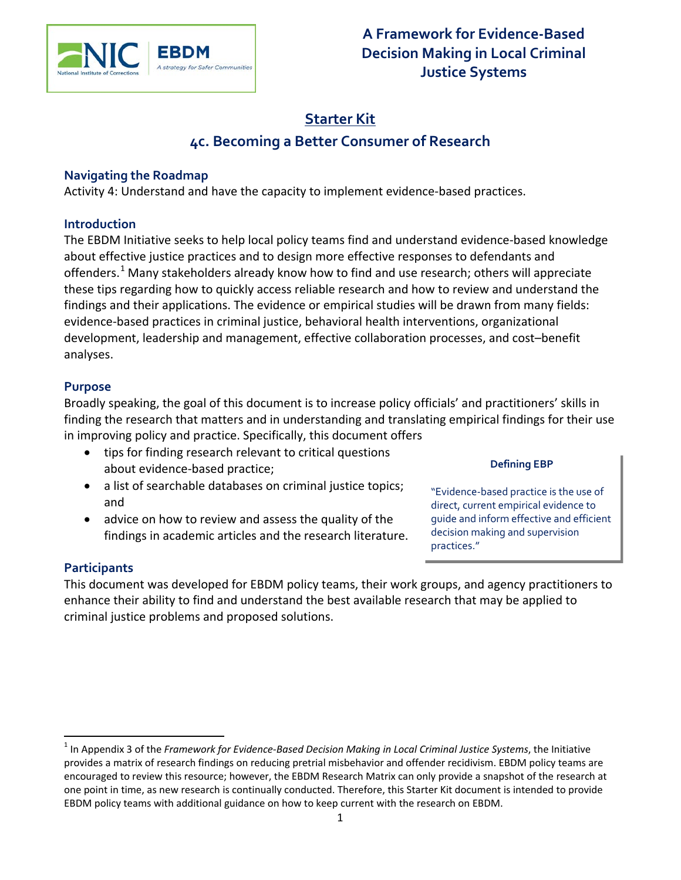# A Framework for Evidence-Based Decision Making in Local Criminal Justice Systems

## Starter Kit

## 4c. Becoming a Better Consumer of Research

### Navigating the Roadmap

Activity 4: Understand and have the capacity to implement evidence-based practices.

### Introduction

The EBDM Initiative seeks to help local policy teams find and understand evidence-based knowledge about effective justice practices and to design more effective responses to defendants and offenders.[1] Many stakeholders already know how to find and use research; others will appreciate these tips regarding how to quickly access reliable research and how to review and understand the findings and their applications. The evidence or empirical studies will be drawn from many fields: evidence-based practices in criminal justice, behavioral health interventions, organizational development, leadership and management, effective collaboration processes, and cost–benefit analyses.

### Purpose

Broadly speaking, the goal of this document is to increase policy officials' and practitioners' skills in finding the research that matters and in understanding and translating empirical findings for their use in improving policy and practice. Specifically, this document offers

- tips for finding research relevant to critical questions about evidence-based practice;
- a list of searchable databases on criminal justice topics; and
- advice on how to review and assess the quality of the findings in academic articles and the research literature.

> **Defining EBP**
>
> "Evidence-based practice is the use of direct, current empirical evidence to guide and inform effective and efficient decision making and supervision practices."

### Participants

This document was developed for EBDM policy teams, their work groups, and agency practitioners to enhance their ability to find and understand the best available research that may be applied to criminal justice problems and proposed solutions.

---

[1] In Appendix 3 of the *Framework for Evidence-Based Decision Making in Local Criminal Justice Systems*, the Initiative provides a matrix of research findings on reducing pretrial misbehavior and offender recidivism. EBDM policy teams are encouraged to review this resource; however, the EBDM Research Matrix can only provide a snapshot of the research at one point in time, as new research is continually conducted. Therefore, this Starter Kit document is intended to provide EBDM policy teams with additional guidance on how to keep current with the research on EBDM.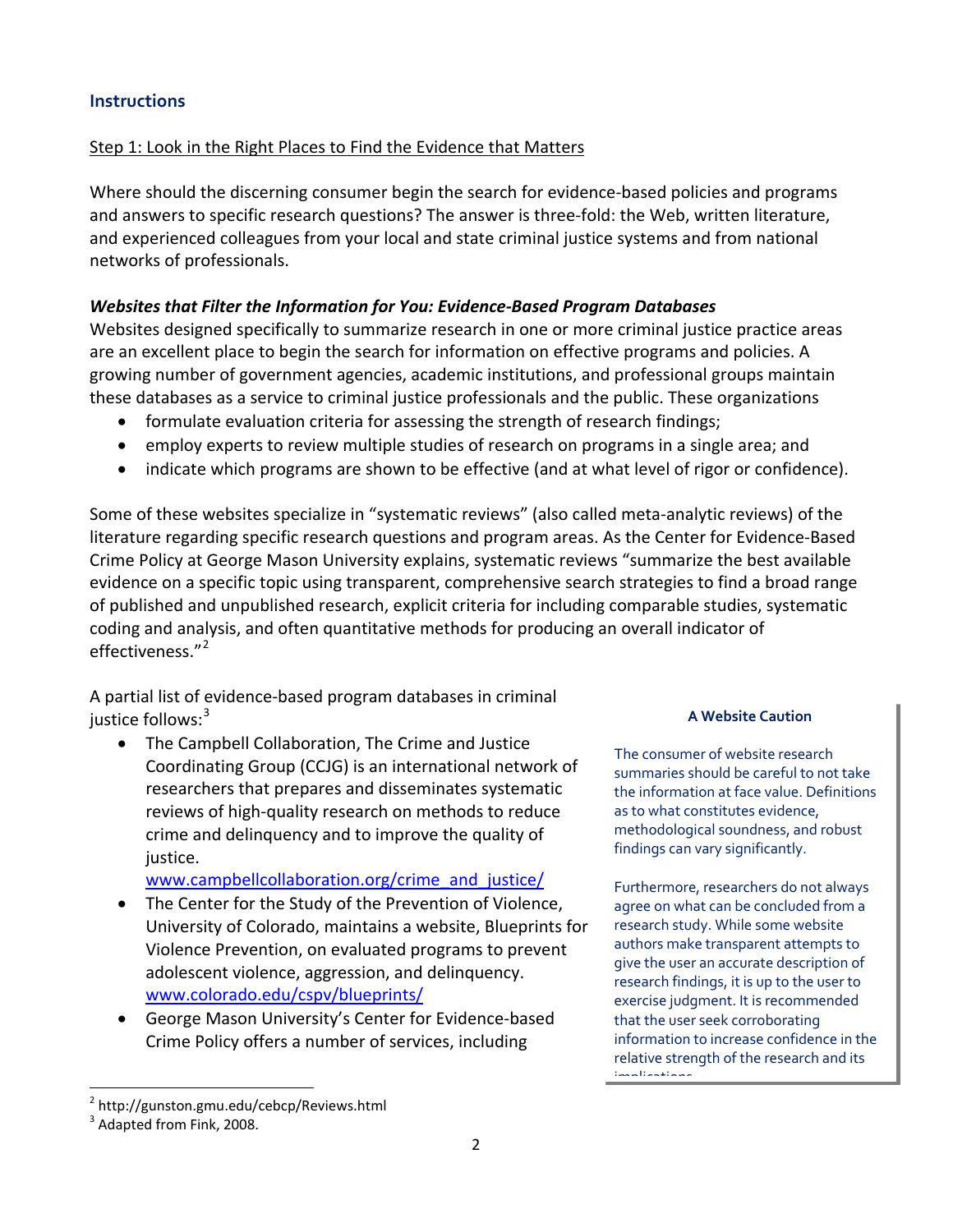## Instructions

Step 1: Look in the Right Places to Find the Evidence that Matters

Where should the discerning consumer begin the search for evidence-based policies and programs and answers to specific research questions? The answer is three-fold: the Web, written literature, and experienced colleagues from your local and state criminal justice systems and from national networks of professionals.

***Websites that Filter the Information for You: Evidence-Based Program Databases***

Websites designed specifically to summarize research in one or more criminal justice practice areas are an excellent place to begin the search for information on effective programs and policies. A growing number of government agencies, academic institutions, and professional groups maintain these databases as a service to criminal justice professionals and the public. These organizations

- formulate evaluation criteria for assessing the strength of research findings;
- employ experts to review multiple studies of research on programs in a single area; and
- indicate which programs are shown to be effective (and at what level of rigor or confidence).

Some of these websites specialize in "systematic reviews" (also called meta-analytic reviews) of the literature regarding specific research questions and program areas. As the Center for Evidence-Based Crime Policy at George Mason University explains, systematic reviews "summarize the best available evidence on a specific topic using transparent, comprehensive search strategies to find a broad range of published and unpublished research, explicit criteria for including comparable studies, systematic coding and analysis, and often quantitative methods for producing an overall indicator of effectiveness."[2]

A partial list of evidence-based program databases in criminal justice follows:[3]

- The Campbell Collaboration, The Crime and Justice Coordinating Group (CCJG) is an international network of researchers that prepares and disseminates systematic reviews of high-quality research on methods to reduce crime and delinquency and to improve the quality of justice. www.campbellcollaboration.org/crime_and_justice/
- The Center for the Study of the Prevention of Violence, University of Colorado, maintains a website, Blueprints for Violence Prevention, on evaluated programs to prevent adolescent violence, aggression, and delinquency. www.colorado.edu/cspv/blueprints/
- George Mason University's Center for Evidence-based Crime Policy offers a number of services, including

> **A Website Caution**
>
> The consumer of website research summaries should be careful to not take the information at face value. Definitions as to what constitutes evidence, methodological soundness, and robust findings can vary significantly.
>
> Furthermore, researchers do not always agree on what can be concluded from a research study. While some website authors make transparent attempts to give the user an accurate description of research findings, it is up to the user to exercise judgment. It is recommended that the user seek corroborating information to increase confidence in the relative strength of the research and its implications.

---

[2] http://gunston.gmu.edu/cebcp/Reviews.html

[3] Adapted from Fink, 2008.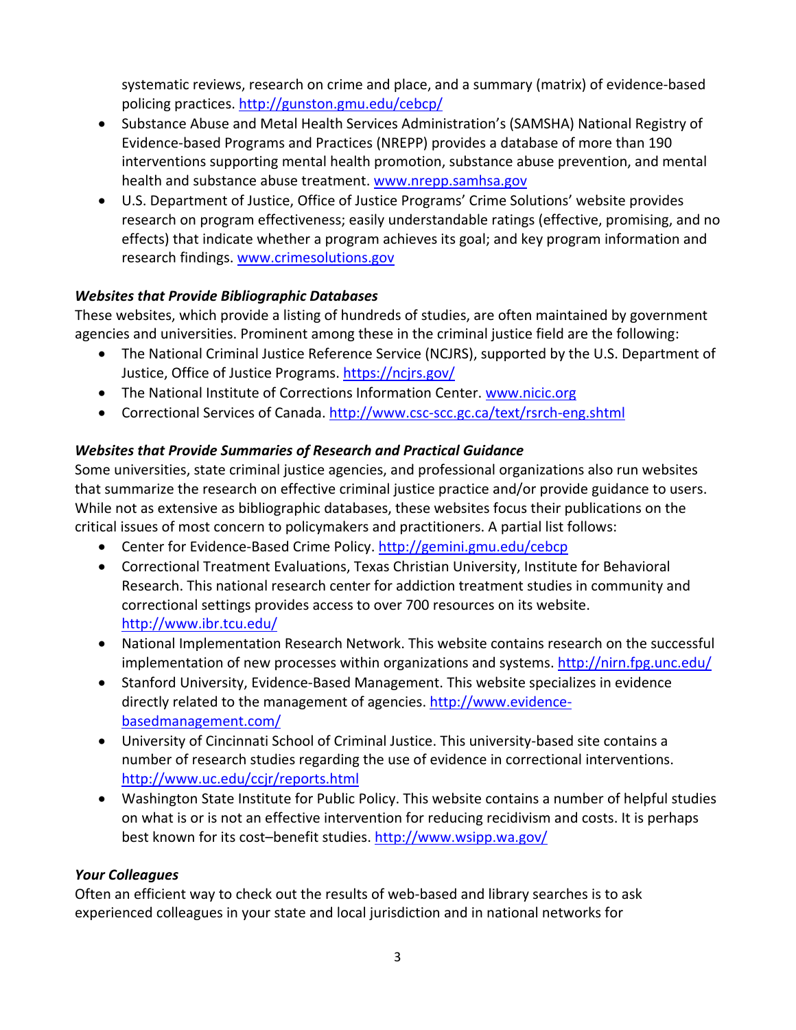systematic reviews, research on crime and place, and a summary (matrix) of evidence-based policing practices. http://gunston.gmu.edu/cebcp/

- Substance Abuse and Metal Health Services Administration's (SAMSHA) National Registry of Evidence-based Programs and Practices (NREPP) provides a database of more than 190 interventions supporting mental health promotion, substance abuse prevention, and mental health and substance abuse treatment. www.nrepp.samhsa.gov
- U.S. Department of Justice, Office of Justice Programs' Crime Solutions' website provides research on program effectiveness; easily understandable ratings (effective, promising, and no effects) that indicate whether a program achieves its goal; and key program information and research findings. www.crimesolutions.gov

***Websites that Provide Bibliographic Databases***

These websites, which provide a listing of hundreds of studies, are often maintained by government agencies and universities. Prominent among these in the criminal justice field are the following:

- The National Criminal Justice Reference Service (NCJRS), supported by the U.S. Department of Justice, Office of Justice Programs. https://ncjrs.gov/
- The National Institute of Corrections Information Center. www.nicic.org
- Correctional Services of Canada. http://www.csc-scc.gc.ca/text/rsrch-eng.shtml

***Websites that Provide Summaries of Research and Practical Guidance***

Some universities, state criminal justice agencies, and professional organizations also run websites that summarize the research on effective criminal justice practice and/or provide guidance to users. While not as extensive as bibliographic databases, these websites focus their publications on the critical issues of most concern to policymakers and practitioners. A partial list follows:

- Center for Evidence-Based Crime Policy. http://gemini.gmu.edu/cebcp
- Correctional Treatment Evaluations, Texas Christian University, Institute for Behavioral Research. This national research center for addiction treatment studies in community and correctional settings provides access to over 700 resources on its website. http://www.ibr.tcu.edu/
- National Implementation Research Network. This website contains research on the successful implementation of new processes within organizations and systems. http://nirn.fpg.unc.edu/
- Stanford University, Evidence-Based Management. This website specializes in evidence directly related to the management of agencies. http://www.evidence-basedmanagement.com/
- University of Cincinnati School of Criminal Justice. This university-based site contains a number of research studies regarding the use of evidence in correctional interventions. http://www.uc.edu/ccjr/reports.html
- Washington State Institute for Public Policy. This website contains a number of helpful studies on what is or is not an effective intervention for reducing recidivism and costs. It is perhaps best known for its cost–benefit studies. http://www.wsipp.wa.gov/

***Your Colleagues***

Often an efficient way to check out the results of web-based and library searches is to ask experienced colleagues in your state and local jurisdiction and in national networks for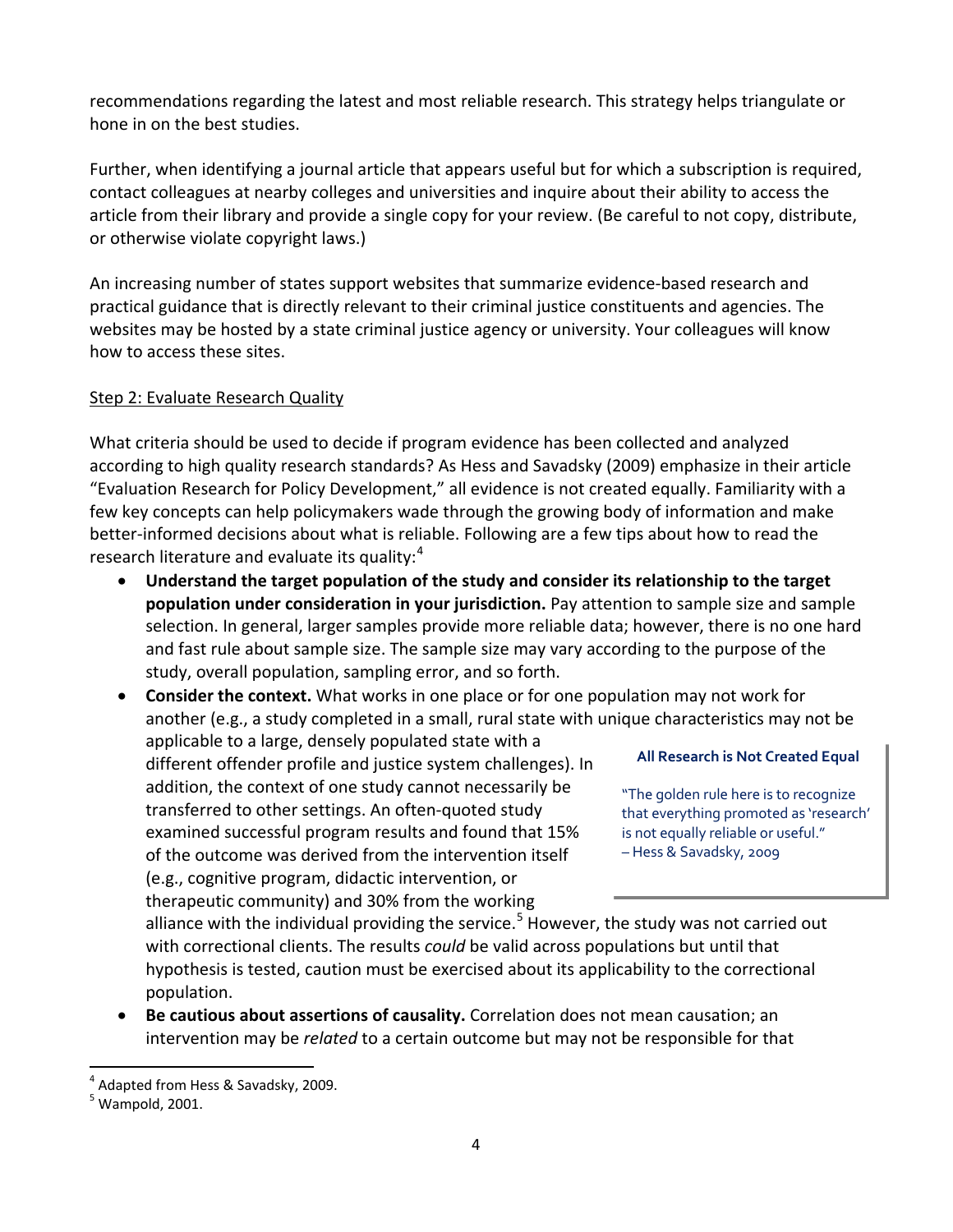recommendations regarding the latest and most reliable research. This strategy helps triangulate or hone in on the best studies.

Further, when identifying a journal article that appears useful but for which a subscription is required, contact colleagues at nearby colleges and universities and inquire about their ability to access the article from their library and provide a single copy for your review. (Be careful to not copy, distribute, or otherwise violate copyright laws.)

An increasing number of states support websites that summarize evidence-based research and practical guidance that is directly relevant to their criminal justice constituents and agencies. The websites may be hosted by a state criminal justice agency or university. Your colleagues will know how to access these sites.

Step 2: Evaluate Research Quality

What criteria should be used to decide if program evidence has been collected and analyzed according to high quality research standards? As Hess and Savadsky (2009) emphasize in their article "Evaluation Research for Policy Development," all evidence is not created equally. Familiarity with a few key concepts can help policymakers wade through the growing body of information and make better-informed decisions about what is reliable. Following are a few tips about how to read the research literature and evaluate its quality:[4]

- **Understand the target population of the study and consider its relationship to the target population under consideration in your jurisdiction.** Pay attention to sample size and sample selection. In general, larger samples provide more reliable data; however, there is no one hard and fast rule about sample size. The sample size may vary according to the purpose of the study, overall population, sampling error, and so forth.
- **Consider the context.** What works in one place or for one population may not work for another (e.g., a study completed in a small, rural state with unique characteristics may not be applicable to a large, densely populated state with a different offender profile and justice system challenges). In addition, the context of one study cannot necessarily be transferred to other settings. An often-quoted study examined successful program results and found that 15% of the outcome was derived from the intervention itself (e.g., cognitive program, didactic intervention, or therapeutic community) and 30% from the working alliance with the individual providing the service.[5] However, the study was not carried out with correctional clients. The results *could* be valid across populations but until that hypothesis is tested, caution must be exercised about its applicability to the correctional population.
- **Be cautious about assertions of causality.** Correlation does not mean causation; an intervention may be *related* to a certain outcome but may not be responsible for that

> **All Research is Not Created Equal**
>
> "The golden rule here is to recognize that everything promoted as 'research' is not equally reliable or useful."
> – Hess & Savadsky, 2009

[4] Adapted from Hess & Savadsky, 2009.

[5] Wampold, 2001.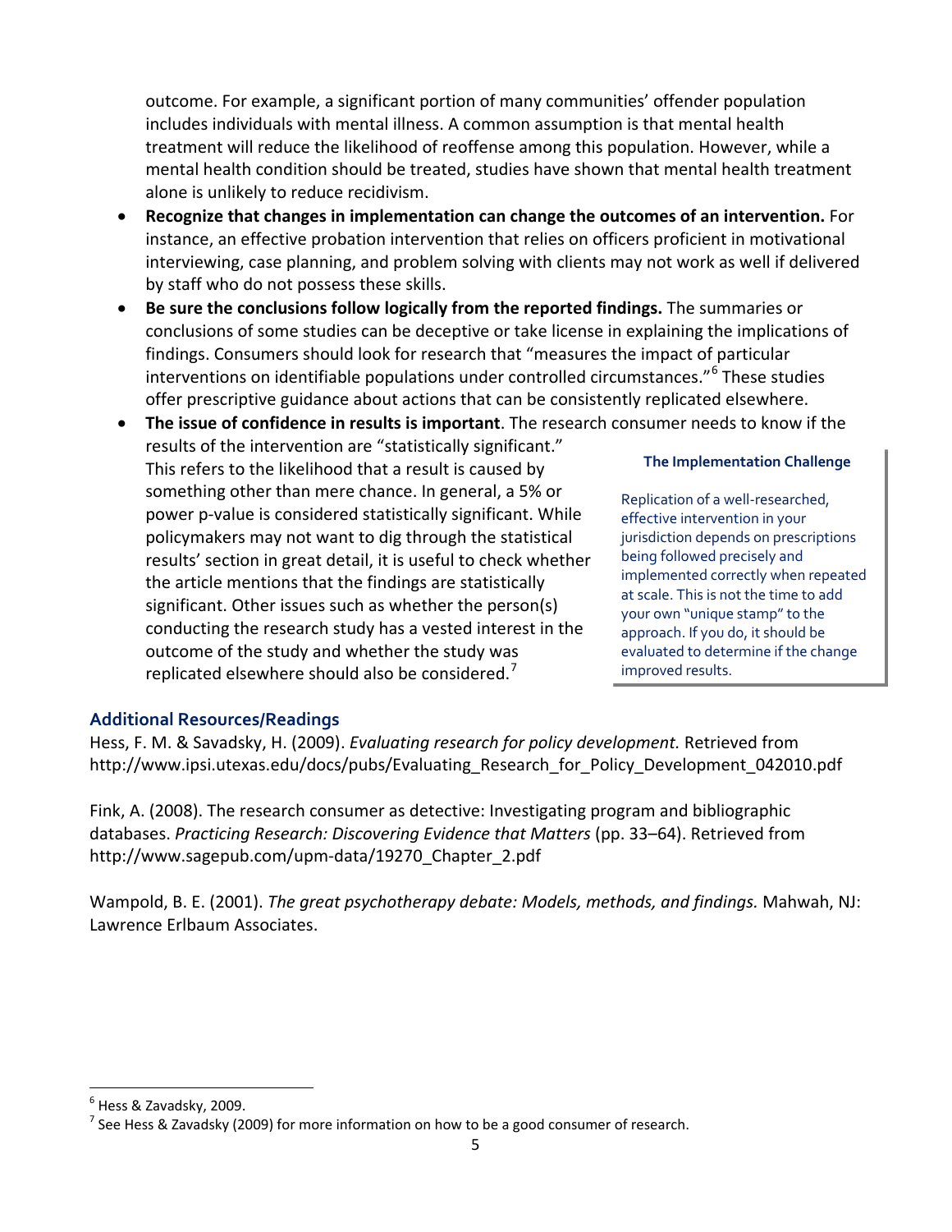outcome. For example, a significant portion of many communities' offender population includes individuals with mental illness. A common assumption is that mental health treatment will reduce the likelihood of reoffense among this population. However, while a mental health condition should be treated, studies have shown that mental health treatment alone is unlikely to reduce recidivism.

- **Recognize that changes in implementation can change the outcomes of an intervention.** For instance, an effective probation intervention that relies on officers proficient in motivational interviewing, case planning, and problem solving with clients may not work as well if delivered by staff who do not possess these skills.
- **Be sure the conclusions follow logically from the reported findings.** The summaries or conclusions of some studies can be deceptive or take license in explaining the implications of findings. Consumers should look for research that "measures the impact of particular interventions on identifiable populations under controlled circumstances."[6] These studies offer prescriptive guidance about actions that can be consistently replicated elsewhere.
- **The issue of confidence in results is important**. The research consumer needs to know if the results of the intervention are "statistically significant." This refers to the likelihood that a result is caused by something other than mere chance. In general, a 5% or power p-value is considered statistically significant. While policymakers may not want to dig through the statistical results' section in great detail, it is useful to check whether the article mentions that the findings are statistically significant. Other issues such as whether the person(s) conducting the research study has a vested interest in the outcome of the study and whether the study was replicated elsewhere should also be considered.[7]

**The Implementation Challenge**

Replication of a well-researched, effective intervention in your jurisdiction depends on prescriptions being followed precisely and implemented correctly when repeated at scale. This is not the time to add your own "unique stamp" to the approach. If you do, it should be evaluated to determine if the change improved results.

## Additional Resources/Readings

Hess, F. M. & Savadsky, H. (2009). *Evaluating research for policy development.* Retrieved from http://www.ipsi.utexas.edu/docs/pubs/Evaluating_Research_for_Policy_Development_042010.pdf

Fink, A. (2008). The research consumer as detective: Investigating program and bibliographic databases. *Practicing Research: Discovering Evidence that Matters* (pp. 33–64). Retrieved from http://www.sagepub.com/upm-data/19270_Chapter_2.pdf

Wampold, B. E. (2001). *The great psychotherapy debate: Models, methods, and findings.* Mahwah, NJ: Lawrence Erlbaum Associates.

---

[6] Hess & Zavadsky, 2009.

[7] See Hess & Zavadsky (2009) for more information on how to be a good consumer of research.